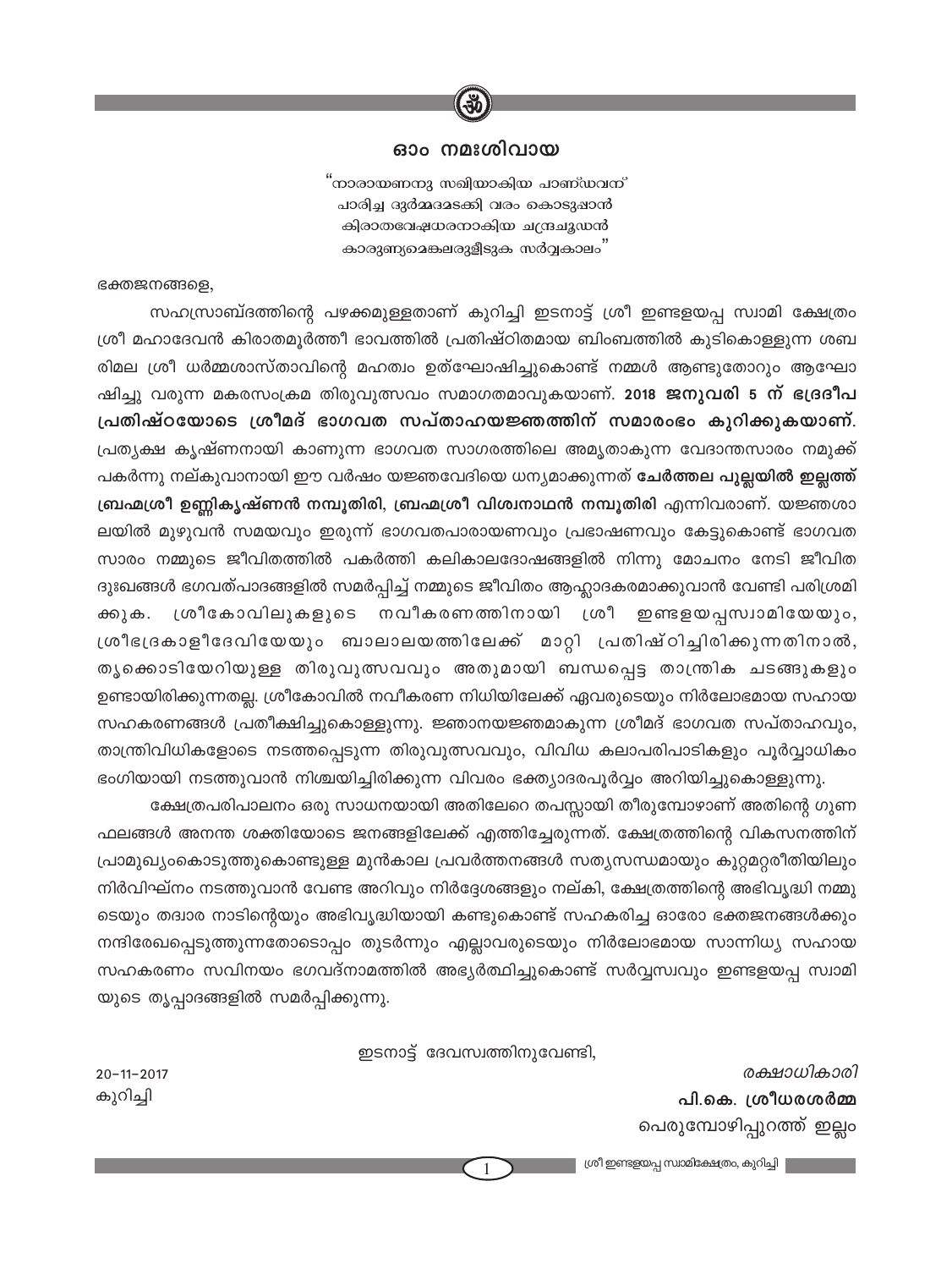# ഓം നമഃശിവായ

"നാരായണനു സഖിയാകിയ പാണ്ഡവന്
പാരിച്ച ദുർമ്മദമടക്കി വരം കൊടുപ്പാൻ
കിരാതവേഷധരനാകിയ ചന്ദ്രചൂഡൻ
കാരുണ്യമെങ്കലരുളീടുക സർവ്വകാലം"

ഭക്തജനങ്ങളെ,

സഹസ്രാബ്ദത്തിന്റെ പഴക്കമുള്ളതാണ് കുറിച്ചി ഇടനാട്ട് ശ്രീ ഇണ്ടളയപ്പ സ്വാമി ക്ഷേത്രം ശ്രീ മഹാദേവൻ കിരാതമൂർത്തീ ഭാവത്തിൽ പ്രതിഷ്ഠിതമായ ബിംബത്തിൽ കുടികൊള്ളുന്ന ശബരിമല ശ്രീ ധർമ്മശാസ്താവിന്റെ മഹത്വം ഉത്ഘോഷിച്ചുകൊണ്ട് നമ്മൾ ആണ്ടുതോറും ആഘോഷിച്ചു വരുന്ന മകരസംക്രമ തിരുവുത്സവം സമാഗതമാവുകയാണ്. **2018 ജനുവരി 5 ന് ഭദ്രദീപ പ്രതിഷ്ഠയോടെ ശ്രീമദ് ഭാഗവത സപ്താഹയജ്ഞത്തിന് സമാരംഭം കുറിക്കുകയാണ്.** പ്രത്യക്ഷ കൃഷ്ണനായി കാണുന്ന ഭാഗവത സാഗരത്തിലെ അമൃതാകുന്ന വേദാന്തസാരം നമുക്ക് പകർന്നു നല്കുവാനായി ഈ വർഷം യജ്ഞവേദിയെ ധന്യമാക്കുന്നത് **ചേർത്തല പുല്ലയിൽ ഇല്ലത്ത് ബ്രഹ്മശ്രീ ഉണ്ണികൃഷ്ണൻ നമ്പൂതിരി, ബ്രഹ്മശ്രീ വിശ്വനാഥൻ നമ്പൂതിരി** എന്നിവരാണ്. യജ്ഞശാലയിൽ മുഴുവൻ സമയവും ഇരുന്ന് ഭാഗവതപാരായണവും പ്രഭാഷണവും കേട്ടുകൊണ്ട് ഭാഗവത സാരം നമ്മുടെ ജീവിതത്തിൽ പകർത്തി കലികാലദോഷങ്ങളിൽ നിന്നു മോചനം നേടി ജീവിത ദുഃഖങ്ങൾ ഭഗവത്പാദങ്ങളിൽ സമർപ്പിച്ച് നമ്മുടെ ജീവിതം ആഹ്ലാദകരമാക്കുവാൻ വേണ്ടി പരിശ്രമിക്കുക. ശ്രീകോവിലുകളുടെ നവീകരണത്തിനായി ശ്രീ ഇണ്ടളയപ്പസ്വാമിയേയും, ശ്രീഭദ്രകാളീദേവിയേയും ബാലാലയത്തിലേക്ക് മാറ്റി പ്രതിഷ്ഠിച്ചിരിക്കുന്നതിനാൽ, തൃക്കൊടിയേറിയുള്ള തിരുവുത്സവവും അതുമായി ബന്ധപ്പെട്ട താന്ത്രിക ചടങ്ങുകളും ഉണ്ടായിരിക്കുന്നതല്ല. ശ്രീകോവിൽ നവീകരണ നിധിയിലേക്ക് ഏവരുടെയും നിർലോഭമായ സഹായ സഹകരണങ്ങൾ പ്രതീക്ഷിച്ചുകൊള്ളുന്നു. ജ്ഞാനയജ്ഞമാകുന്ന ശ്രീമദ് ഭാഗവത സപ്താഹവും, താന്ത്രിവിധികളോടെ നടത്തപ്പെടുന്ന തിരുവുത്സവവും, വിവിധ കലാപരിപാടികളും പൂർവ്വാധികം ഭംഗിയായി നടത്തുവാൻ നിശ്ചയിച്ചിരിക്കുന്ന വിവരം ഭക്ത്യാദരപൂർവ്വം അറിയിച്ചുകൊള്ളുന്നു.

ക്ഷേത്രപരിപാലനം ഒരു സാധനയായി അതിലേറെ തപസ്സായി തീരുമ്പോഴാണ് അതിന്റെ ഗുണ ഫലങ്ങൾ അനന്ത ശക്തിയോടെ ജനങ്ങളിലേക്ക് എത്തിച്ചേരുന്നത്. ക്ഷേത്രത്തിന്റെ വികസനത്തിന് പ്രാമുഖ്യംകൊടുത്തുകൊണ്ടുള്ള മുൻകാല പ്രവർത്തനങ്ങൾ സത്യസന്ധമായും കുറ്റമറ്റരീതിയിലും നിർവിഘ്നം നടത്തുവാൻ വേണ്ട അറിവും നിർദ്ദേശങ്ങളും നല്കി, ക്ഷേത്രത്തിന്റെ അഭിവൃദ്ധി നമ്മുടെയും തദ്വാര നാടിന്റെയും അഭിവൃദ്ധിയായി കണ്ടുകൊണ്ട് സഹകരിച്ച ഓരോ ഭക്തജനങ്ങൾക്കും നന്ദിരേഖപ്പെടുത്തുന്നതോടൊപ്പം തുടർന്നും എല്ലാവരുടെയും നിർലോഭമായ സാന്നിധ്യ സഹായ സഹകരണം സവിനയം ഭഗവദ്നാമത്തിൽ അഭ്യർത്ഥിച്ചുകൊണ്ട് സർവ്വസ്വവും ഇണ്ടളയപ്പ സ്വാമിയുടെ തൃപ്പാദങ്ങളിൽ സമർപ്പിക്കുന്നു.

ഇടനാട്ട് ദേവസ്വത്തിനുവേണ്ടി,

20-11-2017
കുറിച്ചി

*രക്ഷാധികാരി*
**പി.കെ. ശ്രീധരശർമ്മ**
പെരുമ്പോഴിപ്പുറത്ത് ഇല്ലം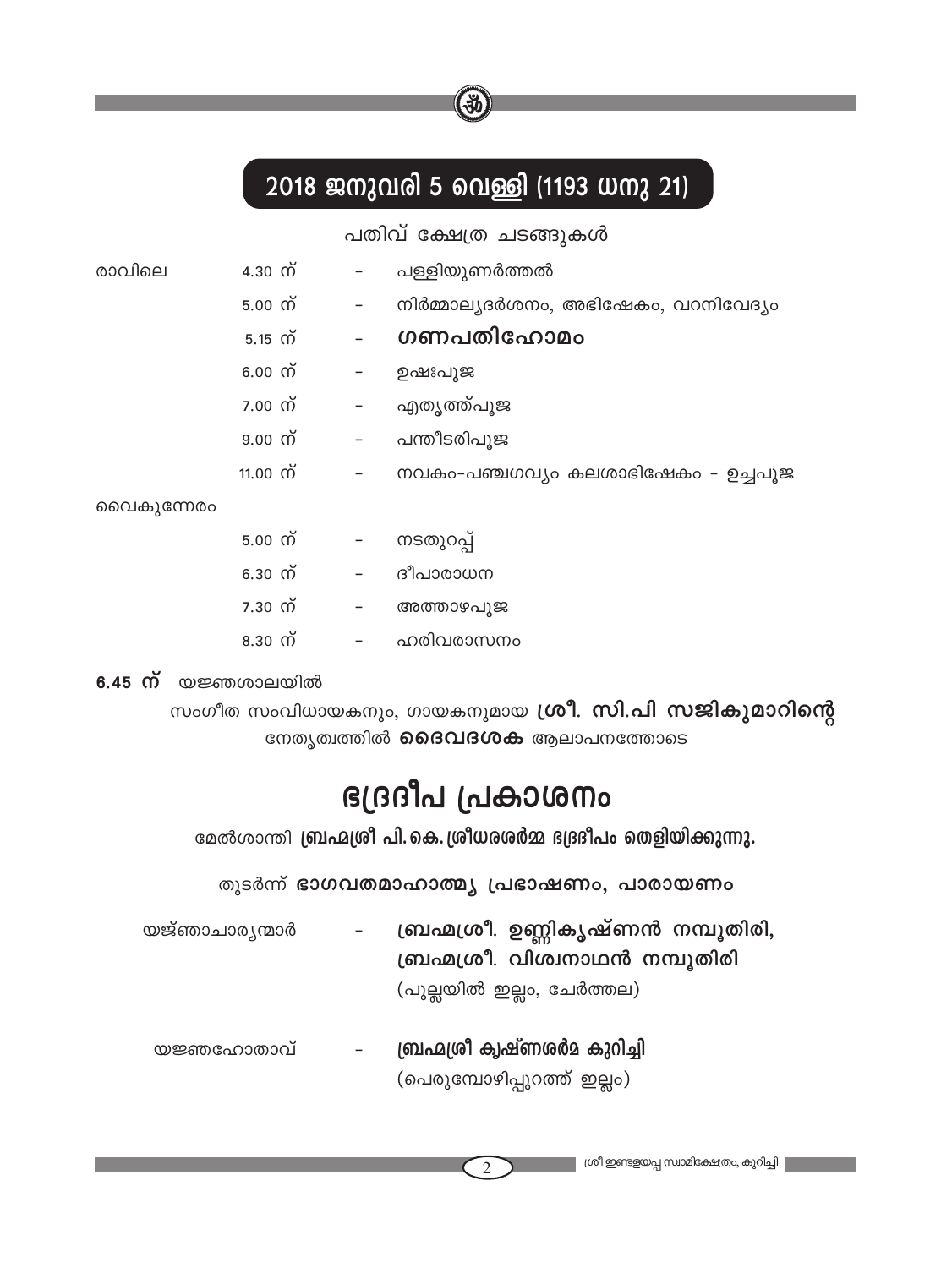## 2018 ജനുവരി 5 വെള്ളി (1193 ധനു 21)

പതിവ് ക്ഷേത്ര ചടങ്ങുകൾ

| | | | |
|---|---|---|---|
| രാവിലെ | 4.30 ന് | - | പള്ളിയുണർത്തൽ |
| | 5.00 ന് | - | നിർമ്മാല്യദർശനം, അഭിഷേകം, വറനിവേദ്യം |
| | 5.15 ന് | - | **ഗണപതിഹോമം** |
| | 6.00 ന് | - | ഉഷഃപൂജ |
| | 7.00 ന് | - | എതൃത്ത്പൂജ |
| | 9.00 ന് | - | പന്തീടരിപൂജ |
| | 11.00 ന് | - | നവകം-പഞ്ചഗവ്യം കലശാഭിഷേകം - ഉച്ചപൂജ |
| വൈകുന്നേരം | | | |
| | 5.00 ന് | - | നടതുറപ്പ് |
| | 6.30 ന് | - | ദീപാരാധന |
| | 7.30 ന് | - | അത്താഴപൂജ |
| | 8.30 ന് | - | ഹരിവരാസനം |

**6.45 ന്** യജ്ഞശാലയിൽ

സംഗീത സംവിധായകനും, ഗായകനുമായ **ശ്രീ. സി.പി സജികുമാറിന്റെ** നേതൃത്വത്തിൽ **ദൈവദശക** ആലാപനത്തോടെ

# ഭദ്രദീപ പ്രകാശനം

മേൽശാന്തി **ബ്രഹ്മശ്രീ പി.കെ.ശ്രീധരശർമ്മ** ഭദ്രദീപം തെളിയിക്കുന്നു.

തുടർന്ന് **ഭാഗവതമാഹാത്മ്യ പ്രഭാഷണം, പാരായണം**

യജ്ഞാചാര്യന്മാർ - **ബ്രഹ്മശ്രീ. ഉണ്ണികൃഷ്ണൻ നമ്പൂതിരി,**
**ബ്രഹ്മശ്രീ. വിശ്വനാഥൻ നമ്പൂതിരി**
(പുല്ലയിൽ ഇല്ലം, ചേർത്തല)

യജ്ഞഹോതാവ് - **ബ്രഹ്മശ്രീ കൃഷ്ണശർമ കുറിച്ചി**
(പെരുമ്പോഴിപ്പുറത്ത് ഇല്ലം)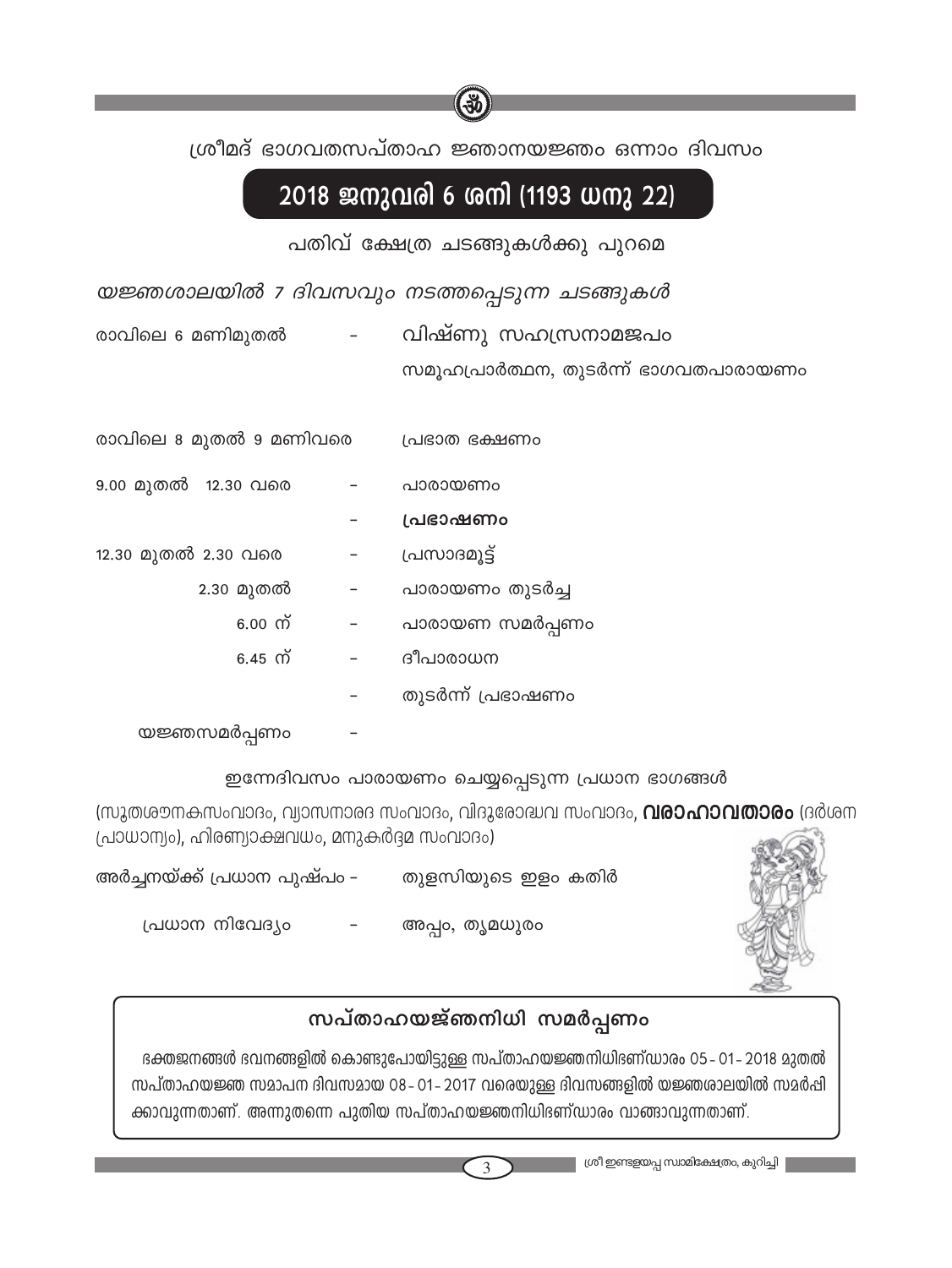ശ്രീമദ് ഭാഗവതസപ്താഹ ജ്ഞാനയജ്ഞം ഒന്നാം ദിവസം

## 2018 ജനുവരി 6 ശനി (1193 ധനു 22)

പതിവ് ക്ഷേത്ര ചടങ്ങുകൾക്കു പുറമെ

*യജ്ഞശാലയിൽ 7 ദിവസവും നടത്തപ്പെടുന്ന ചടങ്ങുകൾ*

| | | |
|---|---|---|
| രാവിലെ 6 മണിമുതൽ | - | വിഷ്ണു സഹസ്രനാമജപം |
| | | സമൂഹപ്രാർത്ഥന, തുടർന്ന് ഭാഗവതപാരായണം |
| രാവിലെ 8 മുതൽ 9 മണിവരെ | | പ്രഭാത ഭക്ഷണം |
| 9.00 മുതൽ 12.30 വരെ | - | പാരായണം |
| | - | **പ്രഭാഷണം** |
| 12.30 മുതൽ 2.30 വരെ | - | പ്രസാദമൂട്ട് |
| 2.30 മുതൽ | - | പാരായണം തുടർച്ച |
| 6.00 ന് | - | പാരായണ സമർപ്പണം |
| 6.45 ന് | - | ദീപാരാധന |
| | - | തുടർന്ന് പ്രഭാഷണം |
| യജ്ഞസമർപ്പണം | - | |

ഇന്നേദിവസം പാരായണം ചെയ്യപ്പെടുന്ന പ്രധാന ഭാഗങ്ങൾ

(സൂതശൗനകസംവാദം, വ്യാസനാരദ സംവാദം, വിദുരോദ്ധവ സംവാദം, **വരാഹാവതാരം** (ദർശന പ്രാധാന്യം), ഹിരണ്യാക്ഷവധം, മനുകർദ്ദമ സംവാദം)

അർച്ചനയ്ക്ക് പ്രധാന പുഷ്പം - തുളസിയുടെ ഇളം കതിർ

പ്രധാന നിവേദ്യം - അപ്പം, തൃമധുരം

### സപ്താഹയജ്ഞനിധി സമർപ്പണം

ഭക്തജനങ്ങൾ ഭവനങ്ങളിൽ കൊണ്ടുപോയിട്ടുള്ള സപ്താഹയജ്ഞനിധിഭണ്ഡാരം 05 - 01 - 2018 മുതൽ സപ്താഹയജ്ഞ സമാപന ദിവസമായ 08 - 01 - 2017 വരെയുള്ള ദിവസങ്ങളിൽ യജ്ഞശാലയിൽ സമർപ്പിക്കാവുന്നതാണ്. അന്നുതന്നെ പുതിയ സപ്താഹയജ്ഞനിധിഭണ്ഡാരം വാങ്ങാവുന്നതാണ്.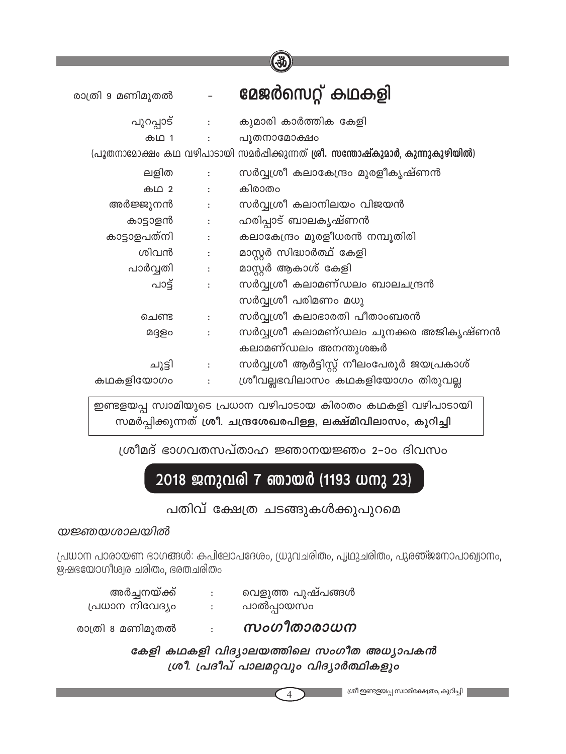രാത്രി 9 മണിമുതൽ - **മേജർസെറ്റ് കഥകളി**

| | | |
|---|---|---|
| പുറപ്പാട് | : | കുമാരി കാർത്തിക കേളി |
| കഥ 1 | : | പൂതനാമോക്ഷം |

(പൂതനാമോക്ഷം കഥ വഴിപാടായി സമർപ്പിക്കുന്നത് **ശ്രീ. സന്തോഷ്കുമാർ, കുന്നുകുഴിയിൽ**)

| | | |
|---|---|---|
| ലളിത | : | സർവ്വശ്രീ കലാകേന്ദ്രം മുരളീകൃഷ്ണൻ |
| കഥ 2 | : | കിരാതം |
| അർജ്ജുനൻ | : | സർവ്വശ്രീ കലാനിലയം വിജയൻ |
| കാട്ടാളൻ | : | ഹരിപ്പാട് ബാലകൃഷ്ണൻ |
| കാട്ടാളപത്നി | : | കലാകേന്ദ്രം മുരളീധരൻ നമ്പൂതിരി |
| ശിവൻ | : | മാസ്റ്റർ സിദ്ധാർത്ഥ് കേളി |
| പാർവ്വതി | : | മാസ്റ്റർ ആകാശ് കേളി |
| പാട്ട് | : | സർവ്വശ്രീ കലാമണ്ഡലം ബാലചന്ദ്രൻ |
| | | സർവ്വശ്രീ പരിമണം മധു |
| ചെണ്ട | : | സർവ്വശ്രീ കലാഭാരതി പീതാംബരൻ |
| മദ്ദളം | : | സർവ്വശ്രീ കലാമണ്ഡലം ചുനക്കര അജികൃഷ്ണൻ |
| | | കലാമണ്ഡലം അനന്തുശങ്കർ |
| ചുട്ടി | : | സർവ്വശ്രീ ആർട്ടിസ്റ്റ് നീലംപേരൂർ ജയപ്രകാശ് |
| കഥകളിയോഗം | : | ശ്രീവല്ലഭവിലാസം കഥകളിയോഗം തിരുവല്ല |

ഇണ്ടളയപ്പ സ്വാമിയുടെ പ്രധാന വഴിപാടായ കിരാതം കഥകളി വഴിപാടായി സമർപ്പിക്കുന്നത് **ശ്രീ. ചന്ദ്രശേഖരപിള്ള, ലക്ഷ്മിവിലാസം, കുറിച്ചി**

ശ്രീമദ് ഭാഗവതസപ്താഹ ജ്ഞാനയജ്ഞം 2-ാം ദിവസം

## 2018 ജനുവരി 7 ഞായർ (1193 ധനു 23)

പതിവ് ക്ഷേത്ര ചടങ്ങുകൾക്കുപുറമെ

*യജ്ഞയശാലയിൽ*

പ്രധാന പാരായണ ഭാഗങ്ങൾ: കപിലോപദേശം, ധ്രുവചരിതം, പൃഥുചരിതം, പുരഞ്ജനോപാഖ്യാനം, ഋഷഭയോഗീശ്വര ചരിതം, ഭരതചരിതം

| | | |
|---|---|---|
| അർച്ചനയ്ക്ക് | : | വെളുത്ത പുഷ്പങ്ങൾ |
| പ്രധാന നിവേദ്യം | : | പാൽപ്പായസം |

രാത്രി 8 മണിമുതൽ : ***സംഗീതാരാധന***

***കേളി കഥകളി വിദ്യാലയത്തിലെ സംഗീത അധ്യാപകൻ ശ്രീ. പ്രദീപ് പാലമറ്റവും വിദ്യാർത്ഥികളും***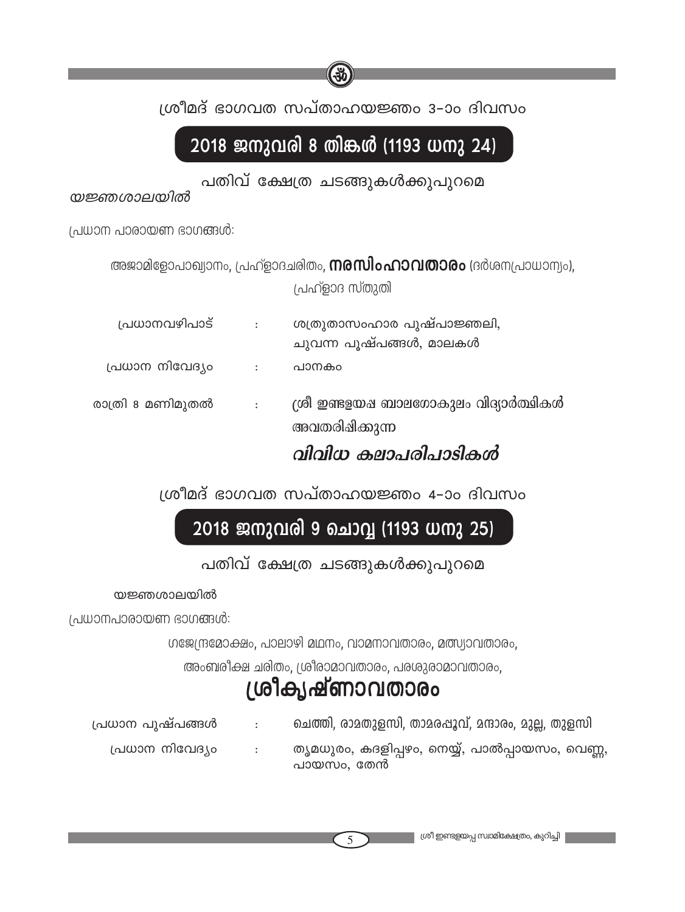ശ്രീമദ് ഭാഗവത സപ്താഹയജ്ഞം 3-ാം ദിവസം

## 2018 ജനുവരി 8 തിങ്കൾ (1193 ധനു 24)

പതിവ് ക്ഷേത്ര ചടങ്ങുകൾക്കുപുറമെ

*യജ്ഞശാലയിൽ*

പ്രധാന പാരായണ ഭാഗങ്ങൾ:

അജാമിളോപാഖ്യാനം, പ്രഹ്ളാദചരിതം, **നരസിംഹാവതാരം** (ദർശനപ്രാധാന്യം), പ്രഹ്ളാദ സ്തുതി

| | | |
|---|---|---|
| പ്രധാനവഴിപാട് | : | ശത്രുതാസംഹാര പുഷ്പാഞ്ജലി, ചുവന്ന പൂഷ്പങ്ങൾ, മാലകൾ |
| പ്രധാന നിവേദ്യം | : | പാനകം |
| രാത്രി 8 മണിമുതൽ | : | ശ്രീ ഇണ്ടളയപ്പ ബാലഗോകുലം വിദ്യാർത്ഥികൾ അവതരിപ്പിക്കുന്ന |

### *വിവിധ കലാപരിപാടികൾ*

ശ്രീമദ് ഭാഗവത സപ്താഹയജ്ഞം 4-ാം ദിവസം

## 2018 ജനുവരി 9 ചൊവ്വ (1193 ധനു 25)

പതിവ് ക്ഷേത്ര ചടങ്ങുകൾക്കുപുറമെ

യജ്ഞശാലയിൽ

പ്രധാനപാരായണ ഭാഗങ്ങൾ:

ഗജേന്ദ്രമോക്ഷം, പാലാഴി മഥനം, വാമനാവതാരം, മത്സ്യാവതാരം,

അംബരീക്ഷ ചരിതം, ശ്രീരാമാവതാരം, പരശുരാമാവതാരം,

# ശ്രീകൃഷ്ണാവതാരം

| | | |
|---|---|---|
| പ്രധാന പുഷ്പങ്ങൾ | : | ചെത്തി, രാമതുളസി, താമരപ്പൂവ്, മന്ദാരം, മുല്ല, തുളസി |
| പ്രധാന നിവേദ്യം | : | തൃമധുരം, കദളിപ്പഴം, നെയ്യ്, പാൽപ്പായസം, വെണ്ണ, പായസം, തേൻ |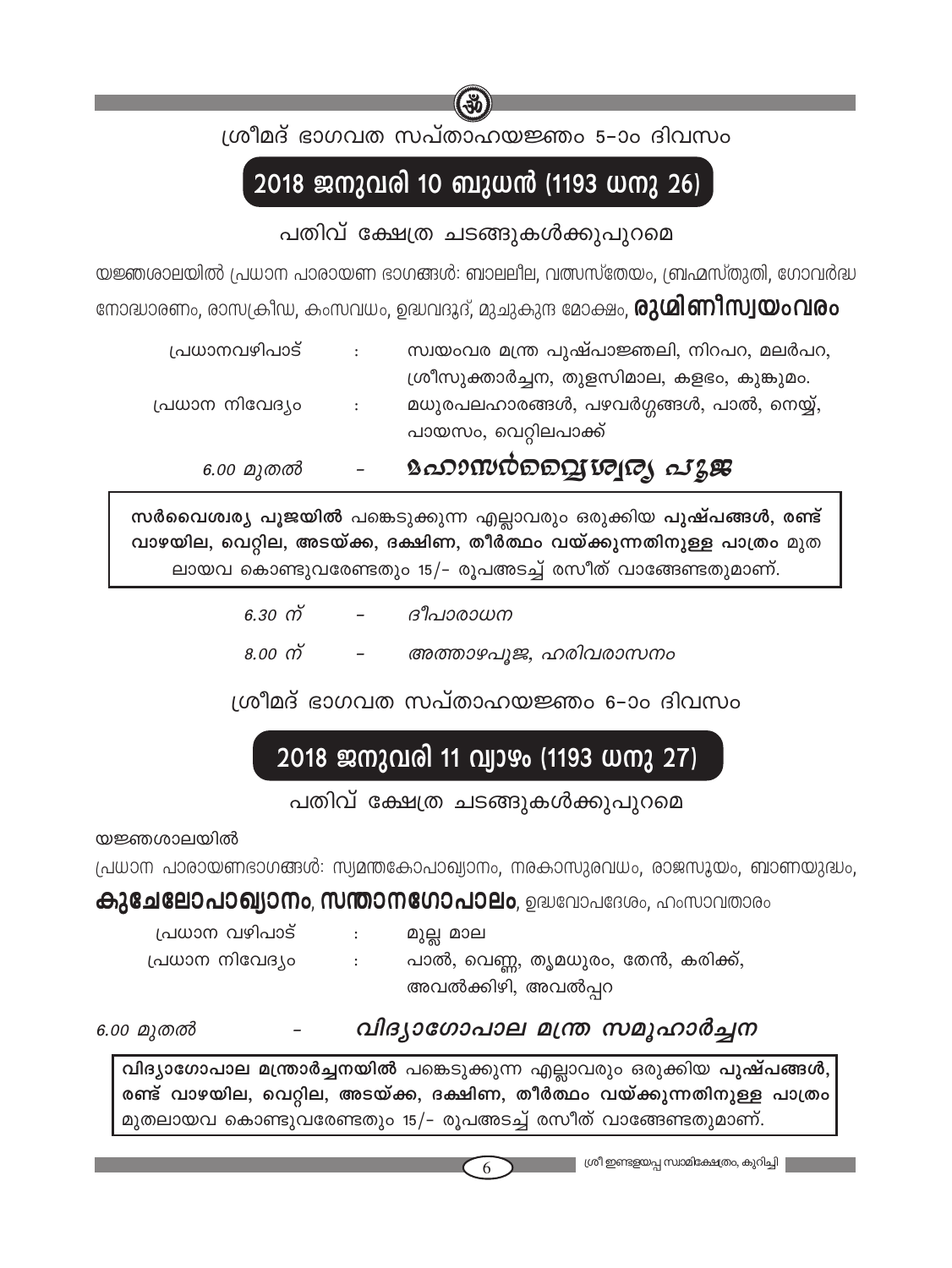ശ്രീമദ് ഭാഗവത സപ്താഹയജ്ഞം 5-ാം ദിവസം

## 2018 ജനുവരി 10 ബുധൻ (1193 ധനു 26)

പതിവ് ക്ഷേത്ര ചടങ്ങുകൾക്കുപുറമെ

യജ്ഞശാലയിൽ പ്രധാന പാരായണ ഭാഗങ്ങൾ: ബാലലീല, വത്സസ്തേയം, ബ്രഹ്മസ്തുതി, ഗോവർദ്ധനോദ്ധാരണം, രാസക്രീഡ, കംസവധം, ഉദ്ധവദൂദ്, മുചുകുന്ദ മോക്ഷം, **രുഗ്മിണീസ്വയംവരം**

പ്രധാനവഴിപാട് : സ്വയംവര മന്ത്ര പുഷ്പാഞ്ജലി, നിറപറ, മലർപറ, ശ്രീസൂക്താർച്ചന, തുളസിമാല, കളഭം, കുങ്കുമം.

പ്രധാന നിവേദ്യം : മധുരപലഹാരങ്ങൾ, പഴവർഗ്ഗങ്ങൾ, പാൽ, നെയ്യ്, പായസം, വെറ്റിലപാക്ക്

*6.00 മുതൽ* – **മഹാസർവൈശ്വര്യ പൂജ**

**സർവൈശ്വര്യ പൂജയിൽ** പങ്കെടുക്കുന്ന എല്ലാവരും ഒരുക്കിയ **പുഷ്പങ്ങൾ, രണ്ട് വാഴയില, വെറ്റില, അടയ്ക്ക, ദക്ഷിണ, തീർത്ഥം വയ്ക്കുന്നതിനുള്ള പാത്രം** മുതലായവ കൊണ്ടുവരേണ്ടതും 15/- രൂപഅടച്ച് രസീത് വാങ്ങേണ്ടതുമാണ്.

*6.30 ന്* – *ദീപാരാധന*

*8.00 ന്* – *അത്താഴപൂജ, ഹരിവരാസനം*

ശ്രീമദ് ഭാഗവത സപ്താഹയജ്ഞം 6-ാം ദിവസം

## 2018 ജനുവരി 11 വ്യാഴം (1193 ധനു 27)

പതിവ് ക്ഷേത്ര ചടങ്ങുകൾക്കുപുറമെ

യജ്ഞശാലയിൽ

പ്രധാന പാരായണഭാഗങ്ങൾ: സ്യമന്തകോപാഖ്യാനം, നരകാസുരവധം, രാജസൂയം, ബാണയുദ്ധം, **കുചേലോപാഖ്യാനം**, **സന്താനഗോപാലം**, ഉദ്ധവോപദേശം, ഹംസാവതാരം

പ്രധാന വഴിപാട് : മുല്ല മാല

പ്രധാന നിവേദ്യം : പാൽ, വെണ്ണ, തൃമധുരം, തേൻ, കരിക്ക്, അവൽക്കിഴി, അവൽപ്പറ

*6.00 മുതൽ* – ***വിദ്യാഗോപാല മന്ത്ര സമൂഹാർച്ചന***

**വിദ്യാഗോപാല മന്ത്രാർച്ചനയിൽ** പങ്കെടുക്കുന്ന എല്ലാവരും ഒരുക്കിയ **പുഷ്പങ്ങൾ, രണ്ട് വാഴയില, വെറ്റില, അടയ്ക്ക, ദക്ഷിണ, തീർത്ഥം വയ്ക്കുന്നതിനുള്ള പാത്രം** മുതലായവ കൊണ്ടുവരേണ്ടതും 15/- രൂപഅടച്ച് രസീത് വാങ്ങേണ്ടതുമാണ്.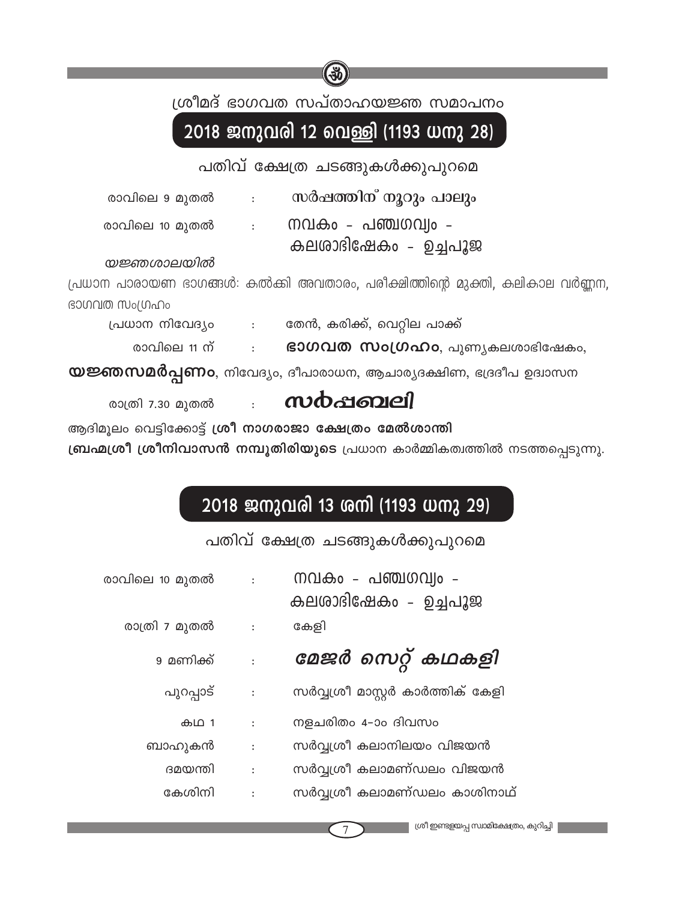## ശ്രീമദ് ഭാഗവത സപ്താഹയജ്ഞ സമാപനം

## 2018 ജനുവരി 12 വെള്ളി (1193 ധനു 28)

പതിവ് ക്ഷേത്ര ചടങ്ങുകൾക്കുപുറമെ

| | | |
|---|---|---|
| രാവിലെ 9 മുതൽ | : | **സർപ്പത്തിന് നൂറും പാലും** |
| രാവിലെ 10 മുതൽ | : | നവകം - പഞ്ചഗവ്യം - കലശാഭിഷേകം - ഉച്ചപൂജ |

*യജ്ഞശാലയിൽ*

പ്രധാന പാരായണ ഭാഗങ്ങൾ: കൽക്കി അവതാരം, പരീക്ഷിത്തിന്റെ മുക്തി, കലികാല വർണ്ണന, ഭാഗവത സംഗ്രഹം

| | | |
|---|---|---|
| പ്രധാന നിവേദ്യം | : | തേൻ, കരിക്ക്, വെറ്റില പാക്ക് |
| രാവിലെ 11 ന് | : | **ഭാഗവത സംഗ്രഹം**, പുണ്യകലശാഭിഷേകം, |

**യജ്ഞസമർപ്പണം**, നിവേദ്യം, ദീപാരാധന, ആചാര്യദക്ഷിണ, ഭദ്രദീപ ഉദ്വാസന

| | | |
|---|---|---|
| രാത്രി 7.30 മുതൽ | : | ***സർപ്പബലി*** |

ആദിമൂലം വെട്ടിക്കോട്ട് **ശ്രീ നാഗരാജാ ക്ഷേത്രം മേൽശാന്തി ബ്രഹ്മശ്രീ ശ്രീനിവാസൻ നമ്പൂതിരിയുടെ** പ്രധാന കാർമ്മികത്വത്തിൽ നടത്തപ്പെടുന്നു.

## 2018 ജനുവരി 13 ശനി (1193 ധനു 29)

പതിവ് ക്ഷേത്ര ചടങ്ങുകൾക്കുപുറമെ

| | | |
|---|---|---|
| രാവിലെ 10 മുതൽ | : | നവകം - പഞ്ചഗവ്യം - കലശാഭിഷേകം - ഉച്ചപൂജ |
| രാത്രി 7 മുതൽ | : | കേളി |
| 9 മണിക്ക് | : | ***മേജർ സെറ്റ് കഥകളി*** |
| പുറപ്പാട് | : | സർവ്വശ്രീ മാസ്റ്റർ കാർത്തിക് കേളി |
| കഥ 1 | : | നളചരിതം 4-ാം ദിവസം |
| ബാഹുകൻ | : | സർവ്വശ്രീ കലാനിലയം വിജയൻ |
| ദമയന്തി | : | സർവ്വശ്രീ കലാമണ്ഡലം വിജയൻ |
| കേശിനി | : | സർവ്വശ്രീ കലാമണ്ഡലം കാശിനാഥ് |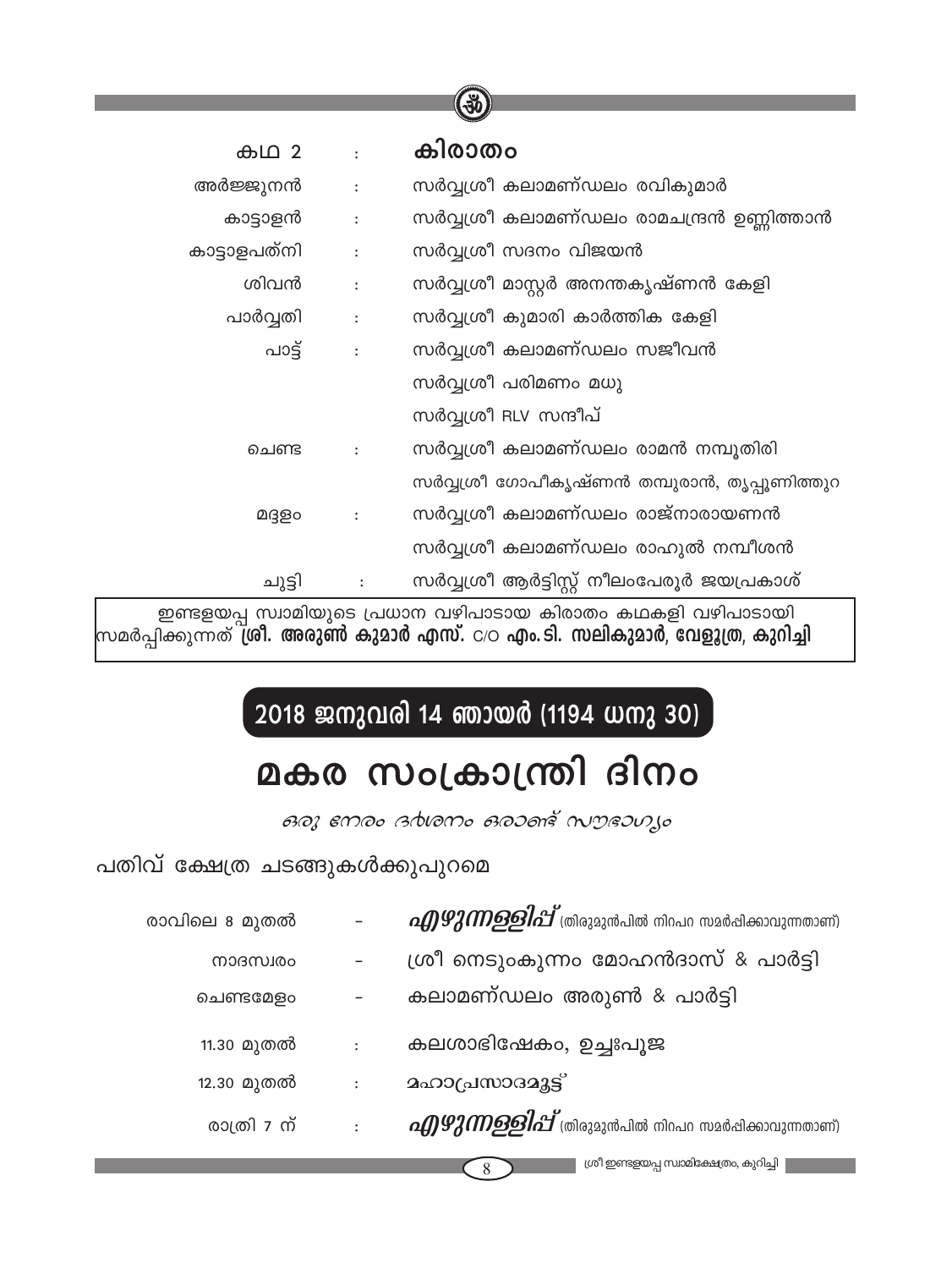| കഥ 2 | : | **കിരാതം** |
|---|---|---|
| അർജ്ജുനൻ | : | സർവ്വശ്രീ കലാമണ്ഡലം രവികുമാർ |
| കാട്ടാളൻ | : | സർവ്വശ്രീ കലാമണ്ഡലം രാമചന്ദ്രൻ ഉണ്ണിത്താൻ |
| കാട്ടാളപത്നി | : | സർവ്വശ്രീ സദനം വിജയൻ |
| ശിവൻ | : | സർവ്വശ്രീ മാസ്റ്റർ അനന്തകൃഷ്ണൻ കേളി |
| പാർവ്വതി | : | സർവ്വശ്രീ കുമാരി കാർത്തിക കേളി |
| പാട്ട് | : | സർവ്വശ്രീ കലാമണ്ഡലം സജീവൻ |
| | | സർവ്വശ്രീ പരിമണം മധു |
| | | സർവ്വശ്രീ RLV സന്ദീപ് |
| ചെണ്ട | : | സർവ്വശ്രീ കലാമണ്ഡലം രാമൻ നമ്പൂതിരി |
| | | സർവ്വശ്രീ ഗോപീകൃഷ്ണൻ തമ്പുരാൻ, തൃപ്പൂണിത്തുറ |
| മദ്ദളം | : | സർവ്വശ്രീ കലാമണ്ഡലം രാജ്നാരായണൻ |
| | | സർവ്വശ്രീ കലാമണ്ഡലം രാഹുൽ നമ്പീശൻ |
| ചുട്ടി | : | സർവ്വശ്രീ ആർട്ടിസ്റ്റ് നീലംപേരൂർ ജയപ്രകാശ് |

ഇണ്ടളയപ്പ സ്വാമിയുടെ പ്രധാന വഴിപാടായ കിരാതം കഥകളി വഴിപാടായി സമർപ്പിക്കുന്നത് **ശ്രീ. അരുൺ കുമാർ എസ്.** C/O **എം. ടി. സലികുമാർ, വേളൂത്ര, കുറിച്ചി**

## 2018 ജനുവരി 14 ഞായർ (1194 ധനു 30)

# മകര സംക്രാന്തി ദിനം

*ഒരു നേരം ദർശനം ഒരാണ്ട് സൗഭാഗ്യം*

പതിവ് ക്ഷേത്ര ചടങ്ങുകൾക്കുപുറമെ

| | | |
|---|---|---|
| രാവിലെ 8 മുതൽ | - | ***എഴുന്നള്ളിപ്പ്*** (തിരുമുൻപിൽ നിറപറ സമർപ്പിക്കാവുന്നതാണ്) |
| നാദസ്വരം | - | ശ്രീ നെടുംകുന്നം മോഹൻദാസ് & പാർട്ടി |
| ചെണ്ടമേളം | - | കലാമണ്ഡലം അരുൺ & പാർട്ടി |
| 11.30 മുതൽ | : | കലശാഭിഷേകം, ഉച്ചഃപൂജ |
| 12.30 മുതൽ | : | മഹാപ്രസാദമൂട്ട് |
| രാത്രി 7 ന് | : | ***എഴുന്നള്ളിപ്പ്*** (തിരുമുൻപിൽ നിറപറ സമർപ്പിക്കാവുന്നതാണ്) |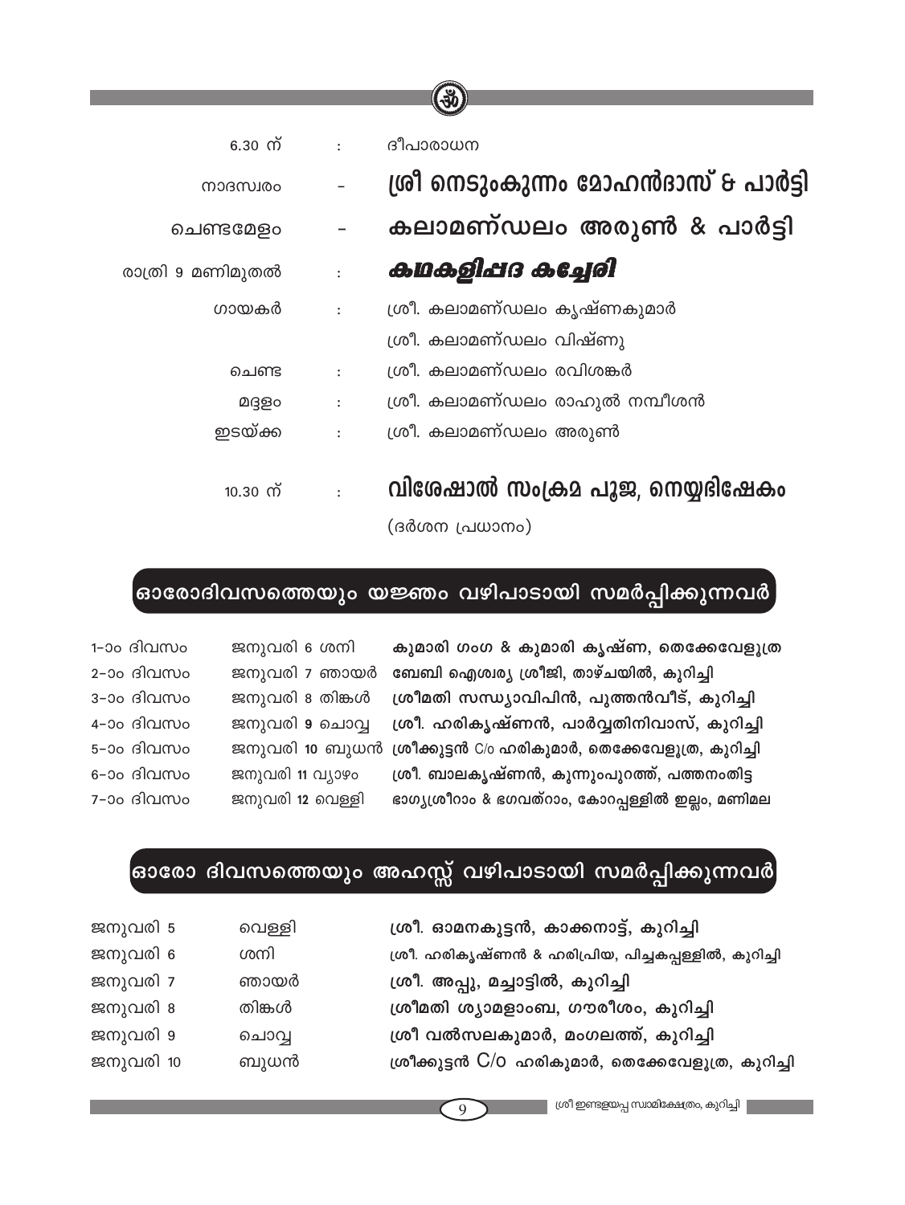| | | |
|---|---|---|
| 6.30 ന് | : | ദീപാരാധന |
| നാദസ്വരം | – | **ശ്രീ നെടുംകുന്നം മോഹൻദാസ് & പാർട്ടി** |
| ചെണ്ടമേളം | – | **കലാമണ്ഡലം അരുൺ & പാർട്ടി** |
| രാത്രി 9 മണിമുതൽ | : | ***കഥകളിപ്പദ കച്ചേരി*** |
| ഗായകർ | : | ശ്രീ. കലാമണ്ഡലം കൃഷ്ണകുമാർ |
| | | ശ്രീ. കലാമണ്ഡലം വിഷ്ണു |
| ചെണ്ട | : | ശ്രീ. കലാമണ്ഡലം രവിശങ്കർ |
| മദ്ദളം | : | ശ്രീ. കലാമണ്ഡലം രാഹുൽ നമ്പീശൻ |
| ഇടയ്ക്ക | : | ശ്രീ. കലാമണ്ഡലം അരുൺ |
| 10.30 ന് | : | **വിശേഷാൽ സംക്രമ പൂജ, നെയ്യഭിഷേകം** |
| | | (ദർശന പ്രധാനം) |

## ഓരോദിവസത്തെയും യജ്ഞം വഴിപാടായി സമർപ്പിക്കുന്നവർ

| | | |
|---|---|---|
| 1–ാം ദിവസം | ജനുവരി 6 ശനി | **കുമാരി ഗംഗ & കുമാരി കൃഷ്ണ, തെക്കേവേളൂത്ര** |
| 2–ാം ദിവസം | ജനുവരി 7 ഞായർ | **ബേബി ഐശ്വര്യ ശ്രീജി, താഴ്ചയിൽ, കുറിച്ചി** |
| 3–ാം ദിവസം | ജനുവരി 8 തിങ്കൾ | **ശ്രീമതി സന്ധ്യാവിപിൻ, പുത്തൻവീട്, കുറിച്ചി** |
| 4–ാം ദിവസം | ജനുവരി 9 ചൊവ്വ | **ശ്രീ. ഹരികൃഷ്ണൻ, പാർവ്വതിനിവാസ്, കുറിച്ചി** |
| 5–ാം ദിവസം | ജനുവരി 10 ബുധൻ | **ശ്രീക്കുട്ടൻ C/o ഹരികുമാർ, തെക്കേവേളൂത്ര, കുറിച്ചി** |
| 6–ാം ദിവസം | ജനുവരി 11 വ്യാഴം | **ശ്രീ. ബാലകൃഷ്ണൻ, കുന്നുംപുറത്ത്, പത്തനംതിട്ട** |
| 7–ാം ദിവസം | ജനുവരി 12 വെള്ളി | **ഭാഗ്യശ്രീറാം & ഭഗവത്റാം, കോറപ്പള്ളിൽ ഇല്ലം, മണിമല** |

## ഓരോ ദിവസത്തെയും അഹസ്സ് വഴിപാടായി സമർപ്പിക്കുന്നവർ

| | | |
|---|---|---|
| ജനുവരി 5 | വെള്ളി | **ശ്രീ. ഓമനകുട്ടൻ, കാക്കനാട്ട്, കുറിച്ചി** |
| ജനുവരി 6 | ശനി | **ശ്രീ. ഹരികൃഷ്ണൻ & ഹരിപ്രിയ, പിച്ചകപ്പള്ളിൽ, കുറിച്ചി** |
| ജനുവരി 7 | ഞായർ | **ശ്രീ. അപ്പു, മച്ചാട്ടിൽ, കുറിച്ചി** |
| ജനുവരി 8 | തിങ്കൾ | **ശ്രീമതി ശ്യാമളാംബ, ഗൗരീശം, കുറിച്ചി** |
| ജനുവരി 9 | ചൊവ്വ | **ശ്രീ വൽസലകുമാർ, മംഗലത്ത്, കുറിച്ചി** |
| ജനുവരി 10 | ബുധൻ | **ശ്രീക്കുട്ടൻ C/o ഹരികുമാർ, തെക്കേവേളൂത്ര, കുറിച്ചി** |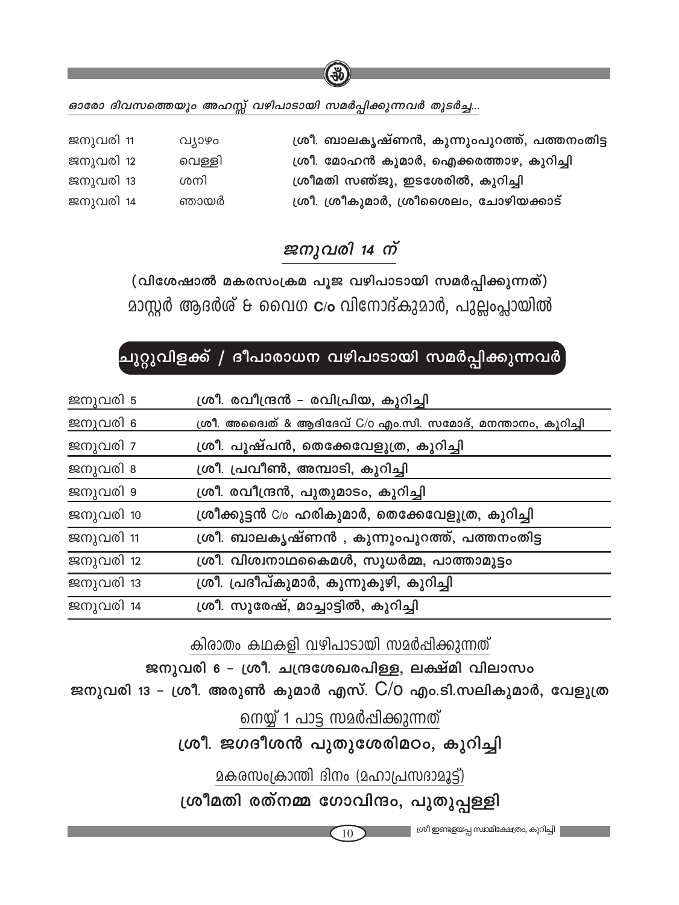*ഓരോ ദിവസത്തെയും അഹസ്സ് വഴിപാടായി സമർപ്പിക്കുന്നവർ തുടർച്ച...*

| | | |
|---|---|---|
| ജനുവരി 11 | വ്യാഴം | **ശ്രീ. ബാലകൃഷ്ണൻ, കുന്നുംപുറത്ത്, പത്തനംതിട്ട** |
| ജനുവരി 12 | വെള്ളി | **ശ്രീ. മോഹൻ കുമാർ, ഐക്കരത്താഴ, കുറിച്ചി** |
| ജനുവരി 13 | ശനി | **ശ്രീമതി സഞ്ജു, ഇടശേരിൽ, കുറിച്ചി** |
| ജനുവരി 14 | ഞായർ | **ശ്രീ. ശ്രീകുമാർ, ശ്രീശൈലം, ചോഴിയക്കാട്** |

## *ജനുവരി 14 ന്*

**(വിശേഷാൽ മകരസംക്രമ പൂജ വഴിപാടായി സമർപ്പിക്കുന്നത്)**

മാസ്റ്റർ ആദർശ് & വൈഗ **c/o** വിനോദ്കുമാർ, പുല്ലംപ്ലായിൽ

## ചുറ്റുവിളക്ക് / ദീപാരാധന വഴിപാടായി സമർപ്പിക്കുന്നവർ

| | |
|---|---|
| ജനുവരി 5 | **ശ്രീ. രവീന്ദ്രൻ - രവിപ്രിയ, കുറിച്ചി** |
| ജനുവരി 6 | ശ്രീ. അദ്വൈത് & ആദിദേവ് C/o എം.സി. സമോദ്, മനന്താനം, കുറിച്ചി |
| ജനുവരി 7 | **ശ്രീ. പുഷ്പൻ, തെക്കേവേളൂത്ര, കുറിച്ചി** |
| ജനുവരി 8 | **ശ്രീ. പ്രവീൺ, അമ്പാടി, കുറിച്ചി** |
| ജനുവരി 9 | **ശ്രീ. രവീന്ദ്രൻ, പുതുമാടം, കുറിച്ചി** |
| ജനുവരി 10 | **ശ്രീക്കുട്ടൻ** C/o **ഹരികുമാർ, തെക്കേവേളൂത്ര, കുറിച്ചി** |
| ജനുവരി 11 | **ശ്രീ. ബാലകൃഷ്ണൻ , കുന്നുംപുറത്ത്, പത്തനംതിട്ട** |
| ജനുവരി 12 | **ശ്രീ. വിശ്വനാഥകൈമൾ, സുധർമ്മ, പാത്താമുട്ടം** |
| ജനുവരി 13 | **ശ്രീ. പ്രദീപ്കുമാർ, കുന്നുകുഴി, കുറിച്ചി** |
| ജനുവരി 14 | **ശ്രീ. സുരേഷ്, മാച്ചാട്ടിൽ, കുറിച്ചി** |

കിരാതം കഥകളി വഴിപാടായി സമർപ്പിക്കുന്നത്

**ജനുവരി 6 - ശ്രീ. ചന്ദ്രശേഖരപിള്ള, ലക്ഷ്മി വിലാസം**

**ജനുവരി 13 - ശ്രീ. അരുൺ കുമാർ എസ്. C/o എം.ടി.സലികുമാർ, വേളൂത്ര**

നെയ്യ് 1 പാട്ട സമർപ്പിക്കുന്നത്

**ശ്രീ. ജഗദീശൻ പുതുശേരിമഠം, കുറിച്ചി**

മകരസംക്രാന്തി ദിനം (മഹാപ്രസദാമൂട്ട്)

**ശ്രീമതി രത്നമ്മ ഗോവിന്ദം, പുതുപ്പള്ളി**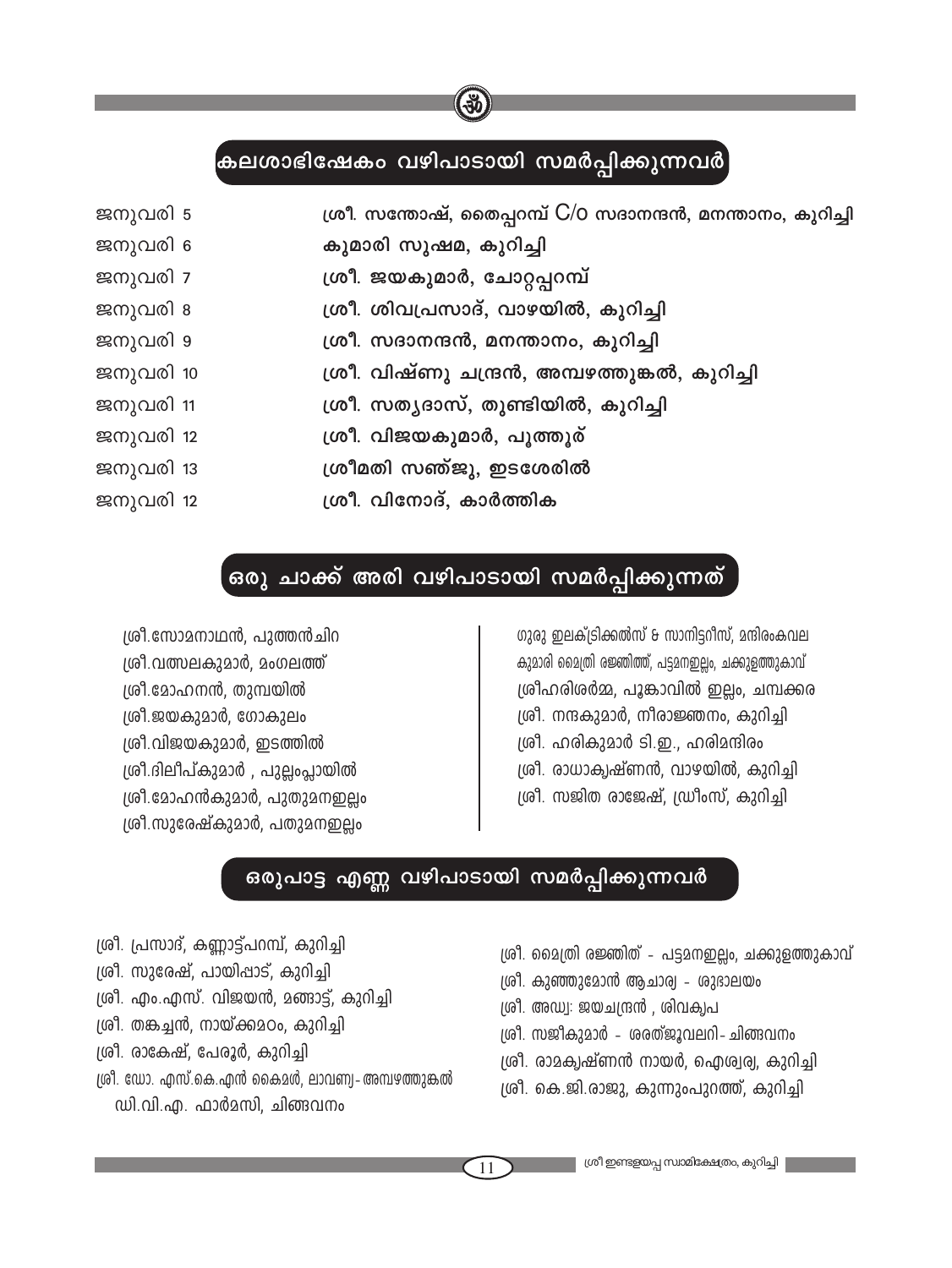## കലശാഭിഷേകം വഴിപാടായി സമർപ്പിക്കുന്നവർ

| | |
|---|---|
| ജനുവരി 5 | **ശ്രീ. സന്തോഷ്, തൈപ്പറമ്പ് C/o സദാനന്ദൻ, മനന്താനം, കുറിച്ചി** |
| ജനുവരി 6 | **കുമാരി സുഷമ, കുറിച്ചി** |
| ജനുവരി 7 | **ശ്രീ. ജയകുമാർ, ചോറ്റപ്പറമ്പ്** |
| ജനുവരി 8 | **ശ്രീ. ശിവപ്രസാദ്, വാഴയിൽ, കുറിച്ചി** |
| ജനുവരി 9 | **ശ്രീ. സദാനന്ദൻ, മനന്താനം, കുറിച്ചി** |
| ജനുവരി 10 | **ശ്രീ. വിഷ്ണു ചന്ദ്രൻ, അമ്പഴത്തുങ്കൽ, കുറിച്ചി** |
| ജനുവരി 11 | **ശ്രീ. സത്യദാസ്, തുണ്ടിയിൽ, കുറിച്ചി** |
| ജനുവരി 12 | **ശ്രീ. വിജയകുമാർ, പൂത്തൂര്** |
| ജനുവരി 13 | **ശ്രീമതി സഞ്ജു, ഇടശേരിൽ** |
| ജനുവരി 12 | **ശ്രീ. വിനോദ്, കാർത്തിക** |

## ഒരു ചാക്ക് അരി വഴിപാടായി സമർപ്പിക്കുന്നത്

ശ്രീ.സോമനാഥൻ, പുത്തൻചിറ
ശ്രീ.വത്സലകുമാർ, മംഗലത്ത്
ശ്രീ.മോഹനൻ, തുമ്പയിൽ
ശ്രീ.ജയകുമാർ, ഗോകുലം
ശ്രീ.വിജയകുമാർ, ഇടത്തിൽ
ശ്രീ.ദിലീപ്കുമാർ , പുല്ലംപ്ലായിൽ
ശ്രീ.മോഹൻകുമാർ, പുതുമനഇല്ലം
ശ്രീ.സുരേഷ്കുമാർ, പതുമനഇല്ലം

ഗുരു ഇലക്ട്രിക്കൽസ് & സാനിട്ടറീസ്, മന്ദിരംകവല
കുമാരി മൈത്രി രജ്ഞിത്ത്, പട്ടമനഇല്ലം, ചക്കുളത്തുകാവ്
ശ്രീഹരിശർമ്മ, പൂങ്കാവിൽ ഇല്ലം, ചമ്പക്കര
ശ്രീ. നന്ദകുമാർ, നീരാജ്ഞനം, കുറിച്ചി
ശ്രീ. ഹരികുമാർ ടി.ഇ., ഹരിമന്ദിരം
ശ്രീ. രാധാകൃഷ്ണൻ, വാഴയിൽ, കുറിച്ചി
ശ്രീ. സജിത രാജേഷ്, ഡ്രീംസ്, കുറിച്ചി

## ഒരുപാട്ട എണ്ണ വഴിപാടായി സമർപ്പിക്കുന്നവർ

ശ്രീ. പ്രസാദ്, കണ്ണാട്ട്പറമ്പ്, കുറിച്ചി
ശ്രീ. സുരേഷ്, പായിപ്പാട്, കുറിച്ചി
ശ്രീ. എം.എസ്. വിജയൻ, മങ്ങാട്ട്, കുറിച്ചി
ശ്രീ. തങ്കച്ചൻ, നായ്ക്കമഠം, കുറിച്ചി
ശ്രീ. രാകേഷ്, പേരൂർ, കുറിച്ചി
ശ്രീ. ഡോ. എസ്.കെ.എൻ കൈമൾ, ലാവണ്യ- അമ്പഴത്തുങ്കൽ
ഡി.വി.എ. ഫാർമസി, ചിങ്ങവനം

ശ്രീ. മൈത്രി രജ്ഞിത് - പട്ടമനഇല്ലം, ചക്കുളത്തുകാവ്
ശ്രീ. കുഞ്ഞുമോൻ ആചാര്യ - ശുഭാലയം
ശ്രീ. അഡ്വ: ജയചന്ദ്രൻ , ശിവകൃപ
ശ്രീ. സജീകുമാർ - ശരത്ജൂവലറി- ചിങ്ങവനം
ശ്രീ. രാമകൃഷ്ണൻ നായർ, ഐശ്വര്യ, കുറിച്ചി
ശ്രീ. കെ.ജി.രാജു, കുന്നുംപുറത്ത്, കുറിച്ചി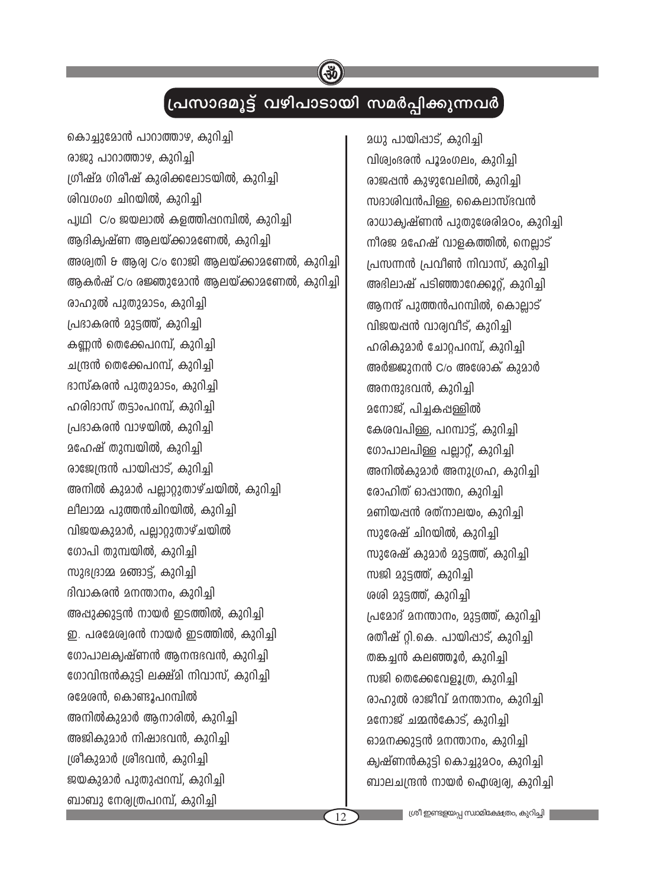## പ്രസാദമൂട്ട് വഴിപാടായി സമർപ്പിക്കുന്നവർ

കൊച്ചുമോൻ പാറാത്താഴ, കുറിച്ചി
രാജു പാറാത്താഴ, കുറിച്ചി
ഗ്രീഷ്മ ഗിരീഷ് കുരിക്കലോടയിൽ, കുറിച്ചി
ശിവഗംഗ ചിറയിൽ, കുറിച്ചി
പൃഥ്വി C/o ജയലാൽ കളത്തിപ്പറമ്പിൽ, കുറിച്ചി
ആദികൃഷ്ണ ആലയ്ക്കാമണേൽ, കുറിച്ചി
അശ്വതി & ആര്യ C/o റോജി ആലയ്ക്കാമണേൽ, കുറിച്ചി
ആകർഷ് C/o രഞ്ജുമോൻ ആലയ്ക്കാമണേൽ, കുറിച്ചി
രാഹുൽ പുതുമാടം, കുറിച്ചി
പ്രഭാകരൻ മുട്ടത്ത്, കുറിച്ചി
കണ്ണൻ തെക്കേപറമ്പ്, കുറിച്ചി
ചന്ദ്രൻ തെക്കേപറമ്പ്, കുറിച്ചി
ഭാസ്കരൻ പുതുമാടം, കുറിച്ചി
ഹരിദാസ് തട്ടാംപറമ്പ്, കുറിച്ചി
പ്രഭാകരൻ വാഴയിൽ, കുറിച്ചി
മഹേഷ് തുമ്പയിൽ, കുറിച്ചി
രാജേന്ദ്രൻ പായിപ്പാട്, കുറിച്ചി
അനിൽ കുമാർ പല്ലാറ്റുതാഴ്ചയിൽ, കുറിച്ചി
ലീലാമ്മ പുത്തൻചിറയിൽ, കുറിച്ചി
വിജയകുമാർ, പല്ലാറ്റുതാഴ്ചയിൽ
ഗോപി തുമ്പയിൽ, കുറിച്ചി
സുഭദ്രാമ്മ മങ്ങാട്ട്, കുറിച്ചി
ദിവാകരൻ മനന്താനം, കുറിച്ചി
അപ്പുക്കുട്ടൻ നായർ ഇടത്തിൽ, കുറിച്ചി
ഇ. പരമേശ്വരൻ നായർ ഇടത്തിൽ, കുറിച്ചി
ഗോപാലകൃഷ്ണൻ ആനന്ദഭവൻ, കുറിച്ചി
ഗോവിന്ദൻകുട്ടി ലക്ഷ്മി നിവാസ്, കുറിച്ചി
രമേശൻ, കൊണ്ടൂപറമ്പിൽ
അനിൽകുമാർ ആനാരിൽ, കുറിച്ചി
അജികുമാർ നിഷാഭവൻ, കുറിച്ചി
ശ്രീകുമാർ ശ്രീഭവൻ, കുറിച്ചി
ജയകുമാർ പുതുപ്പറമ്പ്, കുറിച്ചി
ബാബു നേര്യത്രപറമ്പ്, കുറിച്ചി
മധു പായിപ്പാട്, കുറിച്ചി
വിശ്വംഭരൻ പൂമംഗലം, കുറിച്ചി
രാജപ്പൻ കുഴുവേലിൽ, കുറിച്ചി
സദാശിവൻപിള്ള, കൈലാസ്ഭവൻ
രാധാകൃഷ്ണൻ പുതുശേരിമഠം, കുറിച്ചി
നീരജ മഹേഷ് വാളകത്തിൽ, നെല്ലാട്
പ്രസന്നൻ പ്രവീൺ നിവാസ്, കുറിച്ചി
അഭിലാഷ് പടിഞ്ഞാറേക്കൂറ്റ്, കുറിച്ചി
ആനന്ദ് പുത്തൻപറമ്പിൽ, കൊല്ലാട്
വിജയപ്പൻ വാര്യവീട്, കുറിച്ചി
ഹരികുമാർ ചോറ്റപറമ്പ്, കുറിച്ചി
അർജ്ജുനൻ C/o അശോക് കുമാർ
അനന്ദുഭവൻ, കുറിച്ചി
മനോജ്, പിച്ചകപ്പള്ളിൽ
കേശവപിള്ള, പറമ്പാട്ട്, കുറിച്ചി
ഗോപാലപിള്ള പല്ലാറ്റ്, കുറിച്ചി
അനിൽകുമാർ അനുഗ്രഹ, കുറിച്ചി
രോഹിത് ഓപ്പാന്തറ, കുറിച്ചി
മണിയപ്പൻ രത്നാലയം, കുറിച്ചി
സുരേഷ് ചിറയിൽ, കുറിച്ചി
സുരേഷ് കുമാർ മുട്ടത്ത്, കുറിച്ചി
സജി മുട്ടത്ത്, കുറിച്ചി
ശശി മുട്ടത്ത്, കുറിച്ചി
പ്രമോദ് മനന്താനം, മുട്ടത്ത്, കുറിച്ചി
രതീഷ് റ്റി.കെ. പായിപ്പാട്, കുറിച്ചി
തങ്കച്ചൻ കലഞ്ഞൂർ, കുറിച്ചി
സജി തെക്കേവേളൂത്ര, കുറിച്ചി
രാഹുൽ രാജീവ് മനന്താനം, കുറിച്ചി
മനോജ് ചമ്മൻകോട്, കുറിച്ചി
ഓമനക്കുട്ടൻ മനന്താനം, കുറിച്ചി
കൃഷ്ണൻകുട്ടി കൊച്ചുമഠം, കുറിച്ചി
ബാലചന്ദ്രൻ നായർ ഐശ്വര്യ, കുറിച്ചി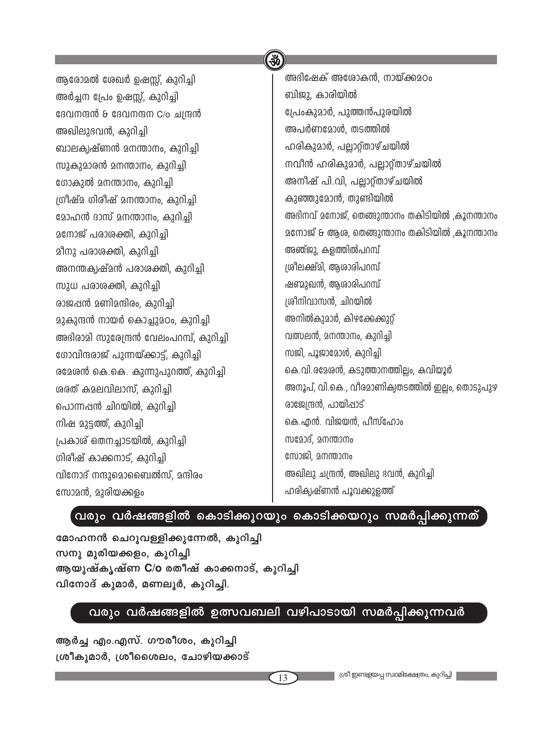ആരോമൽ ശേഖർ ഉഷസ്സ്, കുറിച്ചി
അർച്ചന പ്രേം ഉഷസ്സ്, കുറിച്ചി
ദേവനന്ദൻ & ദേവനന്ദന C/o ചന്ദ്രൻ
അഖിലുഭവൻ, കുറിച്ചി
ബാലകൃഷ്ണൻ മനന്താനം, കുറിച്ചി
സുകുമാരൻ മനന്താനം, കുറിച്ചി
ഗോകുൽ മനന്താനം, കുറിച്ചി
ഗ്രീഷ്മ ഗിരീഷ് മനന്താനം, കുറിച്ചി
മോഹൻ ദാസ് മനന്താനം, കുറിച്ചി
മനോജ് പരാശക്തി, കുറിച്ചി
മീനു പരാശക്തി, കുറിച്ചി
അനന്തകൃഷ്മൻ പരാശക്തി, കുറിച്ചി
സുധ പരാശക്തി, കുറിച്ചി
രാജപ്പൻ മണിമന്ദിരം, കുറിച്ചി
മുകുന്ദൻ നായർ കൊച്ചുമഠം, കുറിച്ചി
അഭിരാമി സുരേന്ദ്രൻ വേലംപറമ്പ്, കുറിച്ചി
ഗോവിന്ദരാജ് പുന്നയ്ക്കാട്ട്, കുറിച്ചി
രമേശൻ കെ.കെ. കുന്നുപുറത്ത്, കുറിച്ചി
ശരത് കമലവിലാസ്, കുറിച്ചി
പൊന്നപ്പൻ ചിറയിൽ, കുറിച്ചി
നിഷ മുട്ടത്ത്, കുറിച്ചി
പ്രകാശ് ഒതനച്ചാടയിൽ, കുറിച്ചി
ഗിരീഷ് കാക്കനാട്, കുറിച്ചി
വിനോദ് നന്ദുമൊബൈൽസ്, മന്ദിരം
സോമൻ, മുരിയക്കളം
അഭിഷേക് അശോകൻ, നായ്ക്കമഠം
ബിജു, കാരിയിൽ
പ്രേംകുമാർ, പുത്തൻപുരയിൽ
അപർണമോൾ, തടത്തിൽ
ഹരികുമാർ, പല്ലാറ്റ്താഴ്ചയിൽ
നവീൻ ഹരികുമാർ, പല്ലാറ്റ്താഴ്ചയിൽ
അനീഷ് പി.വി, പല്ലാറ്റ്താഴ്ചയിൽ
കുഞ്ഞുമോൻ, തുണ്ടിയിൽ
അഭിനവ് മനോജ്, തെങ്ങുന്താനം തകിടിയിൽ ,കൂനന്താനം
മനോജ് & ആശ, തെങ്ങുന്താനം തകിടിയിൽ ,കൂനന്താനം
അഞ്ജു, കളത്തിൽപറമ്പ്
ശ്രീലക്ഷ്മി, ആശാരിപറമ്പ്
ഷണ്മുഖൻ, ആശാരിപറമ്പ്
ശ്രീനിവാസൻ, ചിറയിൽ
അനിൽകുമാർ, കിഴക്കേക്കുറ്റ്
വത്സലൻ, മനന്താനം, കുറിച്ചി
സജി, പൂജാമോൾ, കുറിച്ചി
കെ.വി.രമേശൻ, കടുത്താനത്തില്ലം, കവിയൂർ
അനൂപ്, വി.കെ., വീരമാണിക്യതടത്തിൽ ഇല്ലം, തൊടുപുഴ
രാജേന്ദ്രൻ, പായിപ്പാട്
കെ.എൻ. വിജയൻ, പീസ്ഹോം
സമോദ്, മനന്താനം
സോജി, മനന്താനം
അഖിലു ചന്ദ്രൻ, അഖിലു ഭവൻ, കുറിച്ചി
ഹരികൃഷ്ണൻ പൂവക്കുളത്ത്

## വരും വർഷങ്ങളിൽ കൊടിക്കൂറയും കൊടിക്കയറും സമർപ്പിക്കുന്നത്

**മോഹനൻ ചെറുവള്ളിക്കുന്നേൽ, കുറിച്ചി**
**സനു മുരിയക്കളം, കുറിച്ചി**
**ആയുഷ്കൃഷ്ണ C/o രതീഷ് കാക്കനാട്, കുറിച്ചി**
**വിനോദ് കുമാർ, മണലൂർ, കുറിച്ചി.**

## വരും വർഷങ്ങളിൽ ഉത്സവബലി വഴിപാടായി സമർപ്പിക്കുന്നവർ

**ആർച്ച എം.എസ്. ഗൗരീശം, കുറിച്ചി**
**ശ്രീകുമാർ, ശ്രീശൈലം, ചോഴിയക്കാട്**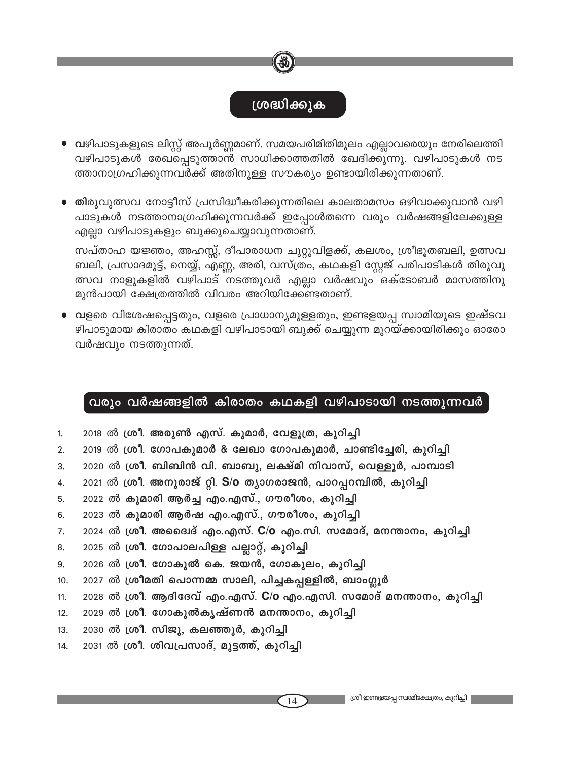## ശ്രദ്ധിക്കുക

- **വ**ഴിപാടുകളുടെ ലിസ്റ്റ് അപൂർണ്ണമാണ്. സമയപരിമിതിമൂലം എല്ലാവരെയും നേരിലെത്തി വഴിപാടുകൾ രേഖപ്പെടുത്താൻ സാധിക്കാത്തതിൽ ഖേദിക്കുന്നു. വഴിപാടുകൾ നടത്താനാഗ്രഹിക്കുന്നവർക്ക് അതിനുള്ള സൗകര്യം ഉണ്ടായിരിക്കുന്നതാണ്.

- **തി**രുവുത്സവ നോട്ടീസ് പ്രസിദ്ധീകരിക്കുന്നതിലെ കാലതാമസം ഒഴിവാക്കുവാൻ വഴിപാടുകൾ നടത്താനാഗ്രഹിക്കുന്നവർക്ക് ഇപ്പോൾതന്നെ വരും വർഷങ്ങളിലേക്കുള്ള എല്ലാ വഴിപാടുകളും ബുക്കുചെയ്യാവുന്നതാണ്.

  സപ്താഹ യജ്ഞം, അഹസ്സ്, ദീപാരാധന ചുറ്റുവിളക്ക്, കലശം, ശ്രീഭൂതബലി, ഉത്സവ ബലി, പ്രസാദമൂട്ട്, നെയ്യ്, എണ്ണ, അരി, വസ്ത്രം, കഥകളി സ്റ്റേജ് പരിപാടികൾ തിരുവുത്സവ നാളുകളിൽ വഴിപാട് നടത്തുവർ എല്ലാ വർഷവും ഒക്ടോബർ മാസത്തിനു മുൻപായി ക്ഷേത്രത്തിൽ വിവരം അറിയിക്കേണ്ടതാണ്.

- **വ**ളരെ വിശേഷപ്പെട്ടതും, വളരെ പ്രാധാന്യമുള്ളതും, ഇണ്ടളയപ്പ സ്വാമിയുടെ ഇഷ്ടവഴിപാടുമായ കിരാതം കഥകളി വഴിപാടായി ബുക്ക് ചെയ്യുന്ന മുറയ്ക്കായിരിക്കും ഓരോ വർഷവും നടത്തുന്നത്.

## വരും വർഷങ്ങളിൽ കിരാതം കഥകളി വഴിപാടായി നടത്തുന്നവർ

1. 2018 ൽ **ശ്രീ. അരുൺ എസ്. കുമാർ, വേളൂത്ര, കുറിച്ചി**
2. 2019 ൽ **ശ്രീ. ഗോപകുമാർ & ലേഖാ ഗോപകുമാർ, ചാണ്ടിച്ചേരി, കുറിച്ചി**
3. 2020 ൽ **ശ്രീ. ബിബിൻ വി. ബാബു, ലക്ഷ്മി നിവാസ്, വെള്ളൂർ, പാമ്പാടി**
4. 2021 ൽ **ശ്രീ. അനുരാജ് റ്റി. S/o ത്യാഗരാജൻ, പാറപ്പറമ്പിൽ, കുറിച്ചി**
5. 2022 ൽ **കുമാരി ആർച്ച എം.എസ്., ഗൗരീശം, കുറിച്ചി**
6. 2023 ൽ **കുമാരി ആർഷ എം.എസ്., ഗൗരീശം, കുറിച്ചി**
7. 2024 ൽ **ശ്രീ. അദ്വൈദ് എം.എസ്. C/o എം.സി. സമോദ്, മനന്താനം, കുറിച്ചി**
8. 2025 ൽ **ശ്രീ. ഗോപാലപിള്ള പല്ലാറ്റ്, കുറിച്ചി**
9. 2026 ൽ **ശ്രീ. ഗോകുൽ കെ. ജയൻ, ഗോകുലം, കുറിച്ചി**
10. 2027 ൽ **ശ്രീമതി പൊന്നമ്മ സാലി, പിച്ചകപ്പള്ളിൽ, ബാംഗ്ലൂർ**
11. 2028 ൽ **ശ്രീ. ആദിദേവ് എം.എസ് C/o എം.എസി. സമോദ് മനന്താനം, കുറിച്ചി**
12. 2029 ൽ **ശ്രീ. ഗോകുൽകൃഷ്ണൻ മനന്താനം, കുറിച്ചി**
13. 2030 ൽ **ശ്രീ. സിജു, കലഞ്ഞൂർ, കുറിച്ചി**
14. 2031 ൽ **ശ്രീ. ശിവപ്രസാദ്, മുട്ടത്ത്, കുറിച്ചി**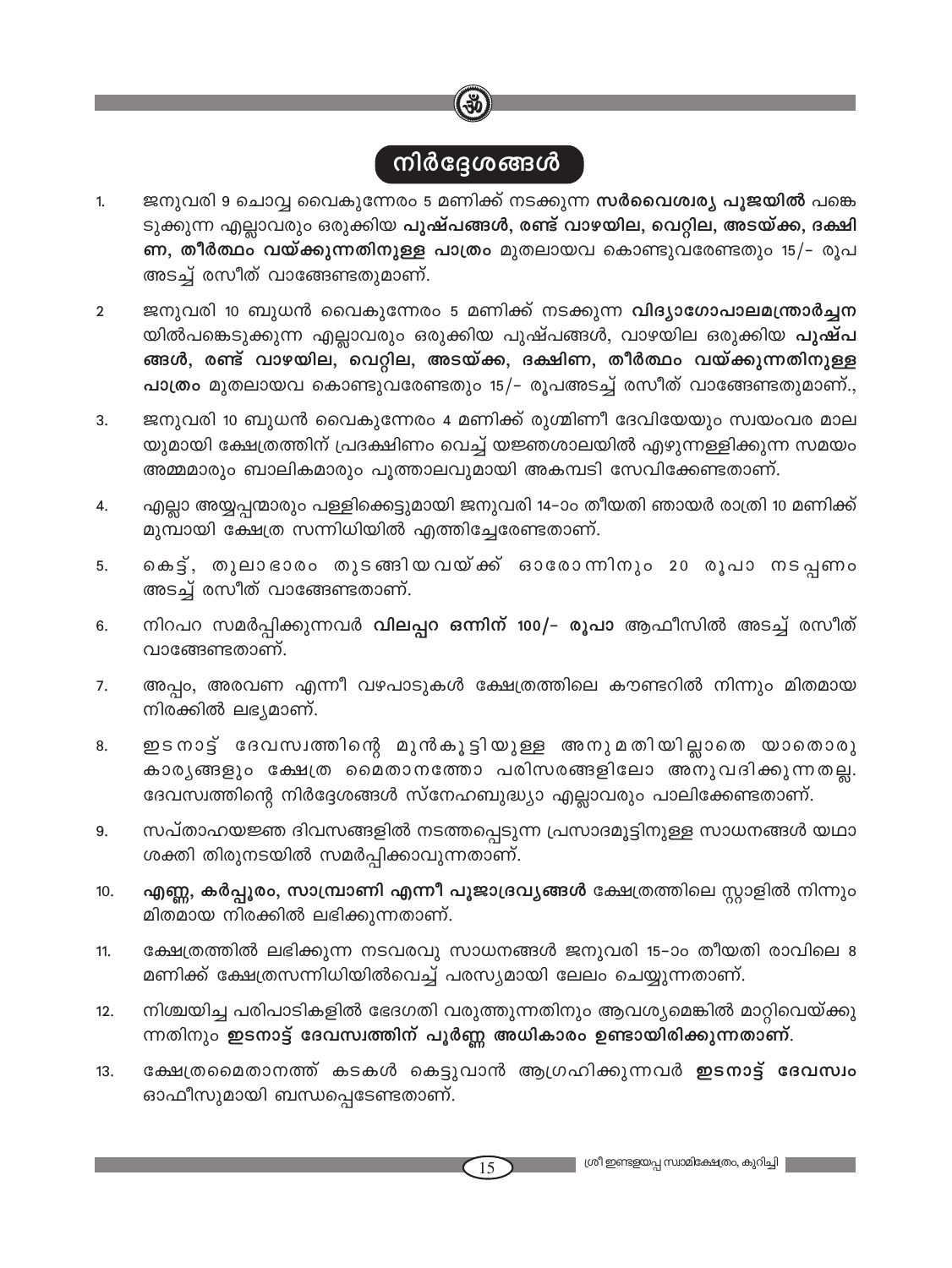## നിർദ്ദേശങ്ങൾ

1. ജനുവരി 9 ചൊവ്വ വൈകുന്നേരം 5 മണിക്ക് നടക്കുന്ന **സർവൈശ്വര്യ പൂജയിൽ** പങ്കെടുക്കുന്ന എല്ലാവരും ഒരുക്കിയ **പുഷ്പങ്ങൾ, രണ്ട് വാഴയില, വെറ്റില, അടയ്ക്ക, ദക്ഷിണ, തീർത്ഥം വയ്ക്കുന്നതിനുള്ള പാത്രം** മുതലായവ കൊണ്ടുവരേണ്ടതും 15/- രൂപ അടച്ച് രസീത് വാങ്ങേണ്ടതുമാണ്.

2. ജനുവരി 10 ബുധൻ വൈകുന്നേരം 5 മണിക്ക് നടക്കുന്ന **വിദ്യാഗോപാലമന്ത്രാർച്ചന**യിൽപങ്കെടുക്കുന്ന എല്ലാവരും ഒരുക്കിയ പുഷ്പങ്ങൾ, വാഴയില ഒരുക്കിയ **പുഷ്പങ്ങൾ, രണ്ട് വാഴയില, വെറ്റില, അടയ്ക്ക, ദക്ഷിണ, തീർത്ഥം വയ്ക്കുന്നതിനുള്ള പാത്രം** മുതലായവ കൊണ്ടുവരേണ്ടതും 15/- രൂപഅടച്ച് രസീത് വാങ്ങേണ്ടതുമാണ്.,

3. ജനുവരി 10 ബുധൻ വൈകുന്നേരം 4 മണിക്ക് രുഗ്മിണീ ദേവിയേയും സ്വയംവര മാലയുമായി ക്ഷേത്രത്തിന് പ്രദക്ഷിണം വെച്ച് യജ്ഞശാലയിൽ എഴുന്നള്ളിക്കുന്ന സമയം അമ്മമാരും ബാലികമാരും പൂത്താലവുമായി അകമ്പടി സേവിക്കേണ്ടതാണ്.

4. എല്ലാ അയ്യപ്പന്മാരും പള്ളിക്കെട്ടുമായി ജനുവരി 14-ാം തീയതി ഞായർ രാത്രി 10 മണിക്ക് മുമ്പായി ക്ഷേത്ര സന്നിധിയിൽ എത്തിച്ചേരേണ്ടതാണ്.

5. കെട്ട്, തുലാഭാരം തുടങ്ങിയവയ്ക്ക് ഓരോന്നിനും 20 രൂപാ നടപ്പണം അടച്ച് രസീത് വാങ്ങേണ്ടതാണ്.

6. നിറപറ സമർപ്പിക്കുന്നവർ **വിലപ്പറ ഒന്നിന് 100/- രൂപാ** ആഫീസിൽ അടച്ച് രസീത് വാങ്ങേണ്ടതാണ്.

7. അപ്പം, അരവണ എന്നീ വഴപാടുകൾ ക്ഷേത്രത്തിലെ കൗണ്ടറിൽ നിന്നും മിതമായ നിരക്കിൽ ലഭ്യമാണ്.

8. ഇടനാട്ട് ദേവസ്വത്തിന്റെ മുൻകൂട്ടിയുള്ള അനുമതിയില്ലാതെ യാതൊരു കാര്യങ്ങളും ക്ഷേത്ര മൈതാനത്തോ പരിസരങ്ങളിലോ അനുവദിക്കുന്നതല്ല. ദേവസ്വത്തിന്റെ നിർദ്ദേശങ്ങൾ സ്നേഹബുദ്ധ്യാ എല്ലാവരും പാലിക്കേണ്ടതാണ്.

9. സപ്താഹയജ്ഞ ദിവസങ്ങളിൽ നടത്തപ്പെടുന്ന പ്രസാദമൂട്ടിനുള്ള സാധനങ്ങൾ യഥാശക്തി തിരുനടയിൽ സമർപ്പിക്കാവുന്നതാണ്.

10. **എണ്ണ, കർപ്പൂരം, സാമ്പ്രാണി എന്നീ പൂജാദ്രവ്യങ്ങൾ** ക്ഷേത്രത്തിലെ സ്റ്റാളിൽ നിന്നും മിതമായ നിരക്കിൽ ലഭിക്കുന്നതാണ്.

11. ക്ഷേത്രത്തിൽ ലഭിക്കുന്ന നടവരവു സാധനങ്ങൾ ജനുവരി 15-ാം തീയതി രാവിലെ 8 മണിക്ക് ക്ഷേത്രസന്നിധിയിൽവെച്ച് പരസ്യമായി ലേലം ചെയ്യുന്നതാണ്.

12. നിശ്ചയിച്ച പരിപാടികളിൽ ഭേദഗതി വരുത്തുന്നതിനും ആവശ്യമെങ്കിൽ മാറ്റിവെയ്ക്കുന്നതിനും **ഇടനാട്ട് ദേവസ്വത്തിന് പൂർണ്ണ അധികാരം ഉണ്ടായിരിക്കുന്നതാണ്.**

13. ക്ഷേത്രമൈതാനത്ത് കടകൾ കെട്ടുവാൻ ആഗ്രഹിക്കുന്നവർ **ഇടനാട്ട് ദേവസ്വം** ഓഫീസുമായി ബന്ധപ്പെടേണ്ടതാണ്.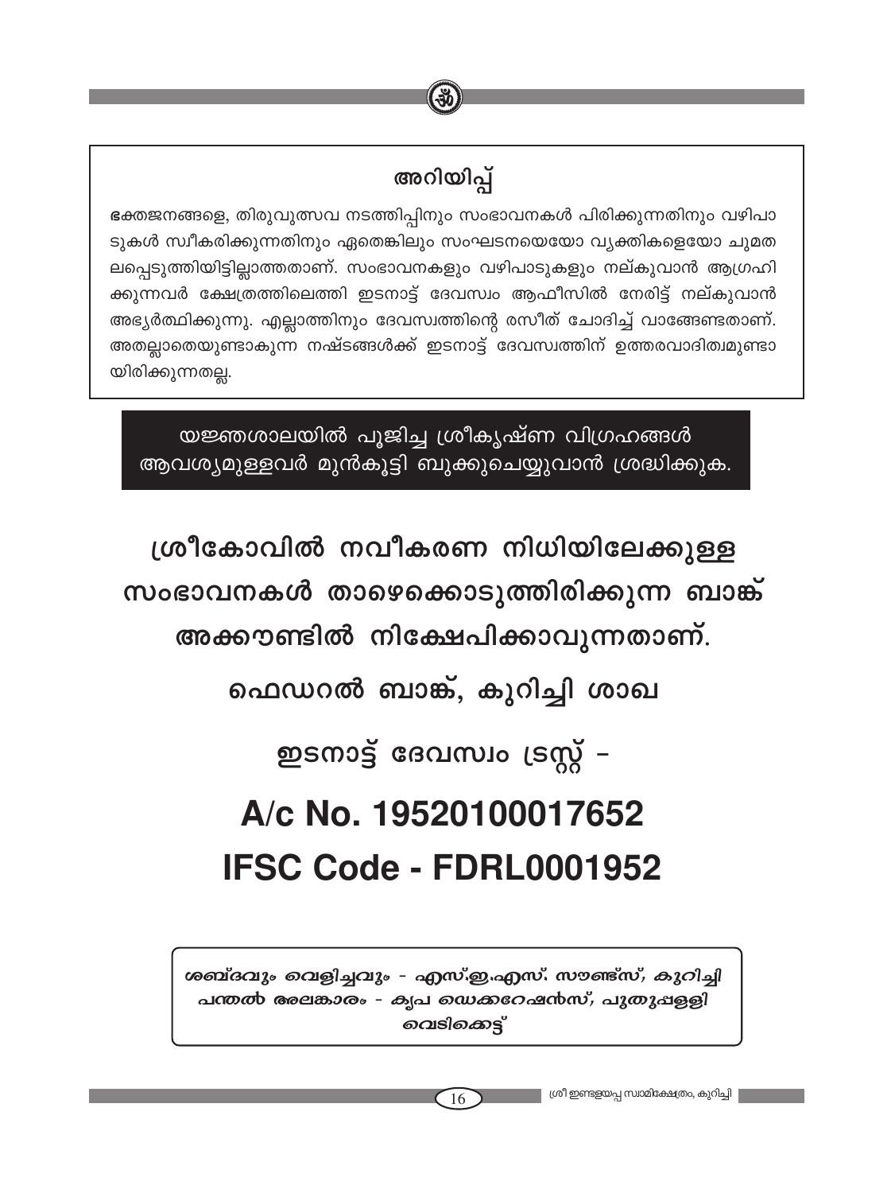## അറിയിപ്പ്

ഭക്തജനങ്ങളെ, തിരുവുത്സവ നടത്തിപ്പിനും സംഭാവനകൾ പിരിക്കുന്നതിനും വഴിപാടുകൾ സ്വീകരിക്കുന്നതിനും ഏതെങ്കിലും സംഘടനയെയോ വ്യക്തികളെയോ ചുമതലപ്പെടുത്തിയിട്ടില്ലാത്തതാണ്. സംഭാവനകളും വഴിപാടുകളും നല്കുവാൻ ആഗ്രഹിക്കുന്നവർ ക്ഷേത്രത്തിലെത്തി ഇടനാട്ട് ദേവസ്വം ആഫീസിൽ നേരിട്ട് നല്കുവാൻ അഭ്യർത്ഥിക്കുന്നു. എല്ലാത്തിനും ദേവസ്വത്തിന്റെ രസീത് ചോദിച്ച് വാങ്ങേണ്ടതാണ്. അതല്ലാതെയുണ്ടാകുന്ന നഷ്ടങ്ങൾക്ക് ഇടനാട്ട് ദേവസ്വത്തിന് ഉത്തരവാദിത്വമുണ്ടായിരിക്കുന്നതല്ല.

യജ്ഞശാലയിൽ പൂജിച്ച ശ്രീകൃഷ്ണ വിഗ്രഹങ്ങൾ ആവശ്യമുള്ളവർ മുൻകൂട്ടി ബുക്കുചെയ്യുവാൻ ശ്രദ്ധിക്കുക.

## ശ്രീകോവിൽ നവീകരണ നിധിയിലേക്കുള്ള സംഭാവനകൾ താഴെക്കൊടുത്തിരിക്കുന്ന ബാങ്ക് അക്കൗണ്ടിൽ നിക്ഷേപിക്കാവുന്നതാണ്.

### ഫെഡറൽ ബാങ്ക്, കുറിച്ചി ശാഖ

### ഇടനാട്ട് ദേവസ്വം ട്രസ്റ്റ് -

# A/c No. 19520100017652

# IFSC Code - FDRL0001952

*ശബ്ദവും വെളിച്ചവും - എസ്.ഇ.എസ്. സൗണ്ട്സ്, കുറിച്ചി*
*പന്തൽ അലങ്കാരം - കൃപ ഡെക്കറേഷൻസ്, പുതുപ്പള്ളി*
*വെടിക്കെട്ട്*